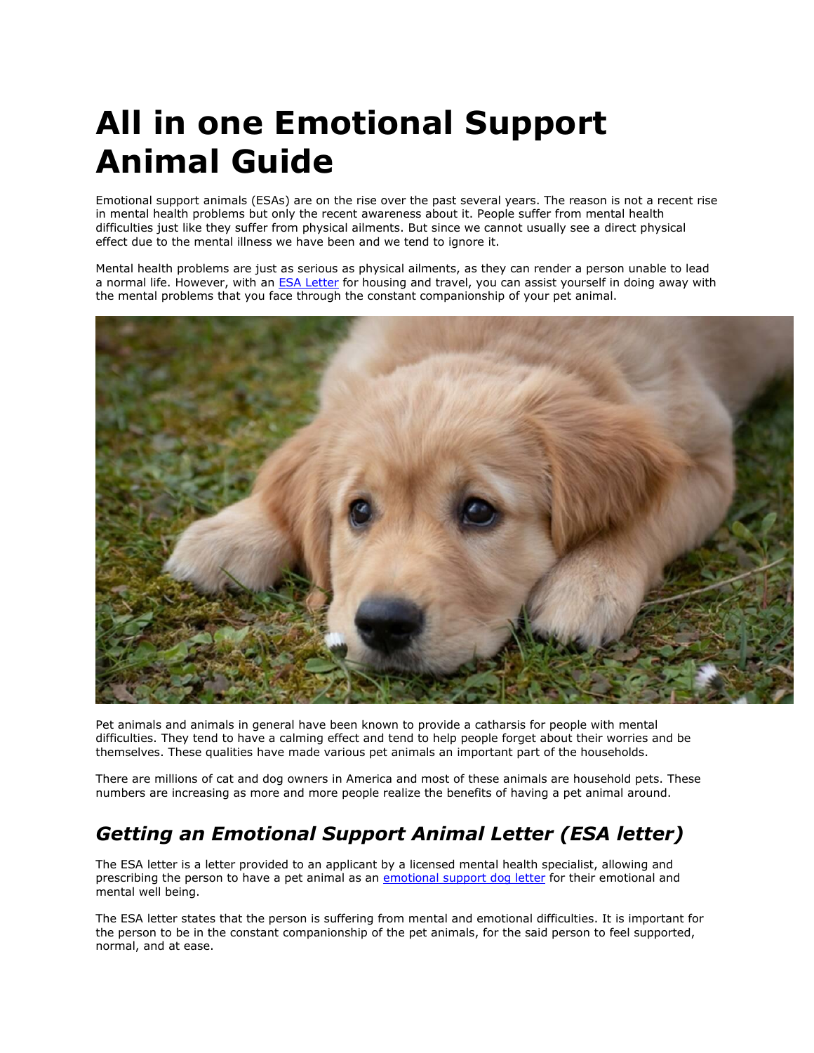# All in one Emotional Support Animal Guide

Emotional support animals (ESAs) are on the rise over the past several years. The reason is not a recent rise in mental health problems but only the recent awareness about it. People suffer from mental health difficulties just like they suffer from physical ailments. But since we cannot usually see a direct physical effect due to the mental illness we have been and we tend to ignore it.

Mental health problems are just as serious as physical ailments, as they can render a person unable to lead a normal life. However, with an [ESA Letter] for housing and travel, you can assist yourself in doing away with the mental problems that you face through the constant companionship of your pet animal.

Pet animals and animals in general have been known to provide a catharsis for people with mental difficulties. They tend to have a calming effect and tend to help people forget about their worries and be themselves. These qualities have made various pet animals an important part of the households.

There are millions of cat and dog owners in America and most of these animals are household pets. These numbers are increasing as more and more people realize the benefits of having a pet animal around.

## *Getting an Emotional Support Animal Letter (ESA letter)*

The ESA letter is a letter provided to an applicant by a licensed mental health specialist, allowing and prescribing the person to have a pet animal as an [emotional support dog letter] for their emotional and mental well being.

The ESA letter states that the person is suffering from mental and emotional difficulties. It is important for the person to be in the constant companionship of the pet animals, for the said person to feel supported, normal, and at ease.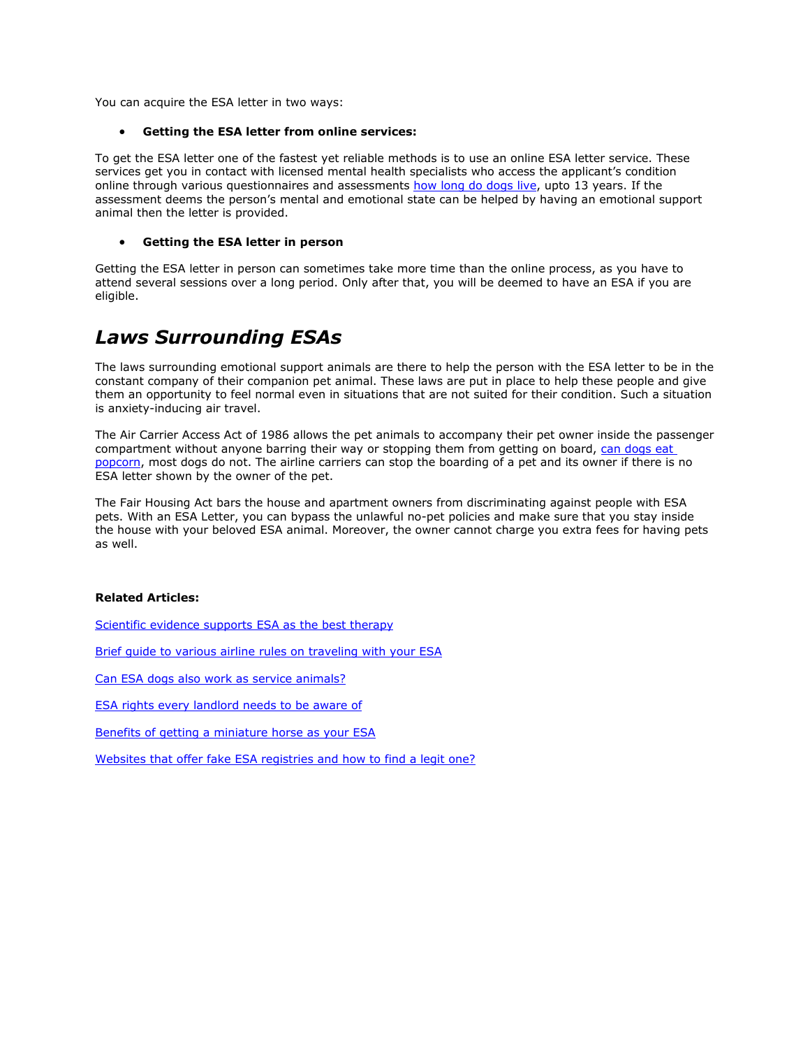You can acquire the ESA letter in two ways:

- **Getting the ESA letter from online services:**

To get the ESA letter one of the fastest yet reliable methods is to use an online ESA letter service. These services get you in contact with licensed mental health specialists who access the applicant's condition online through various questionnaires and assessments [how long do dogs live](), upto 13 years. If the assessment deems the person's mental and emotional state can be helped by having an emotional support animal then the letter is provided.

- **Getting the ESA letter in person**

Getting the ESA letter in person can sometimes take more time than the online process, as you have to attend several sessions over a long period. Only after that, you will be deemed to have an ESA if you are eligible.

## *Laws Surrounding ESAs*

The laws surrounding emotional support animals are there to help the person with the ESA letter to be in the constant company of their companion pet animal. These laws are put in place to help these people and give them an opportunity to feel normal even in situations that are not suited for their condition. Such a situation is anxiety-inducing air travel.

The Air Carrier Access Act of 1986 allows the pet animals to accompany their pet owner inside the passenger compartment without anyone barring their way or stopping them from getting on board, [can dogs eat popcorn](), most dogs do not. The airline carriers can stop the boarding of a pet and its owner if there is no ESA letter shown by the owner of the pet.

The Fair Housing Act bars the house and apartment owners from discriminating against people with ESA pets. With an ESA Letter, you can bypass the unlawful no-pet policies and make sure that you stay inside the house with your beloved ESA animal. Moreover, the owner cannot charge you extra fees for having pets as well.

**Related Articles:**

[Scientific evidence supports ESA as the best therapy]()

[Brief guide to various airline rules on traveling with your ESA]()

[Can ESA dogs also work as service animals?]()

[ESA rights every landlord needs to be aware of]()

[Benefits of getting a miniature horse as your ESA]()

[Websites that offer fake ESA registries and how to find a legit one?]()